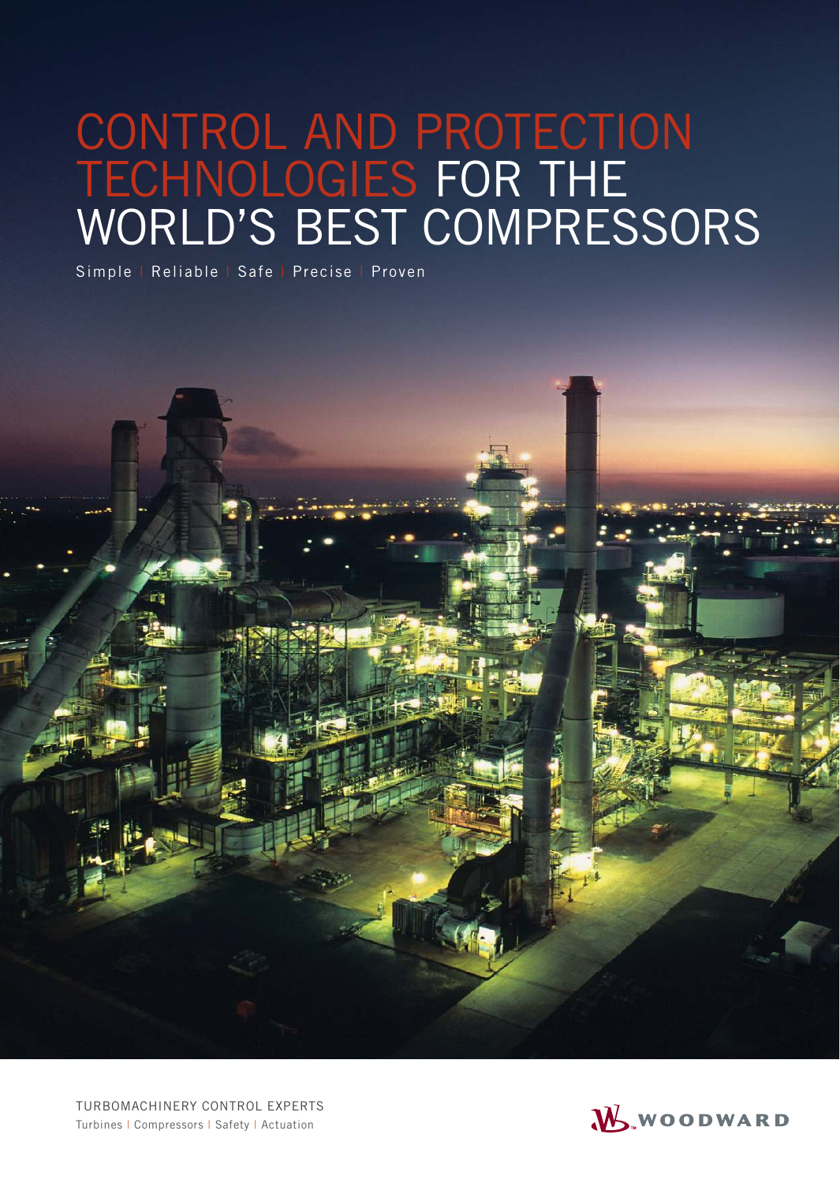# CONTROL AND PROTECTION TECHNOLOGIES FOR THE WORLD'S BEST COMPRESSORS

Simple | Reliable | Safe | Precise | Proven

TURBOMACHINERY CONTROL EXPERTS

Turbines | Compressors | Safety | Actuation

WOODWARD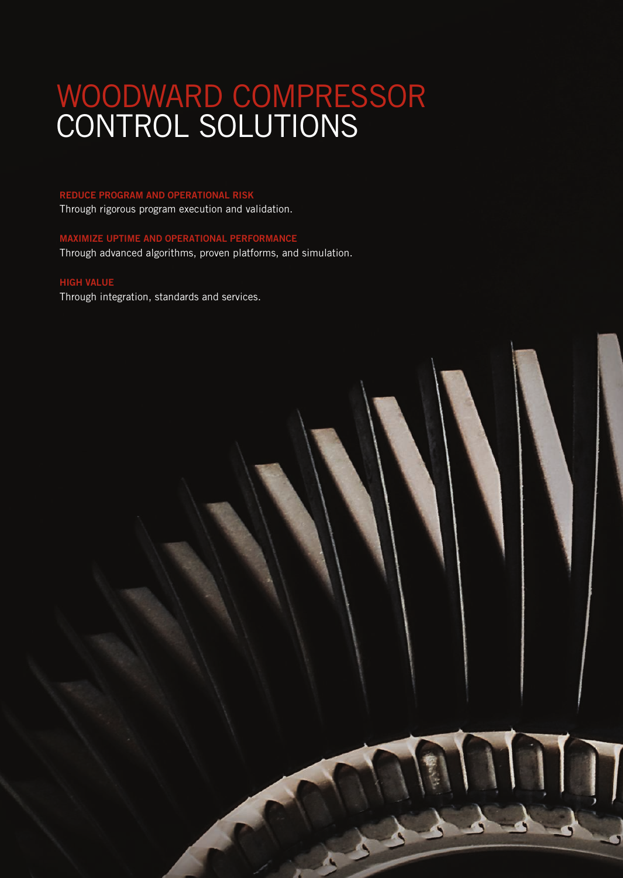# WOODWARD COMPRESSOR CONTROL SOLUTIONS

**REDUCE PROGRAM AND OPERATIONAL RISK**
Through rigorous program execution and validation.

**MAXIMIZE UPTIME AND OPERATIONAL PERFORMANCE**
Through advanced algorithms, proven platforms, and simulation.

**HIGH VALUE**
Through integration, standards and services.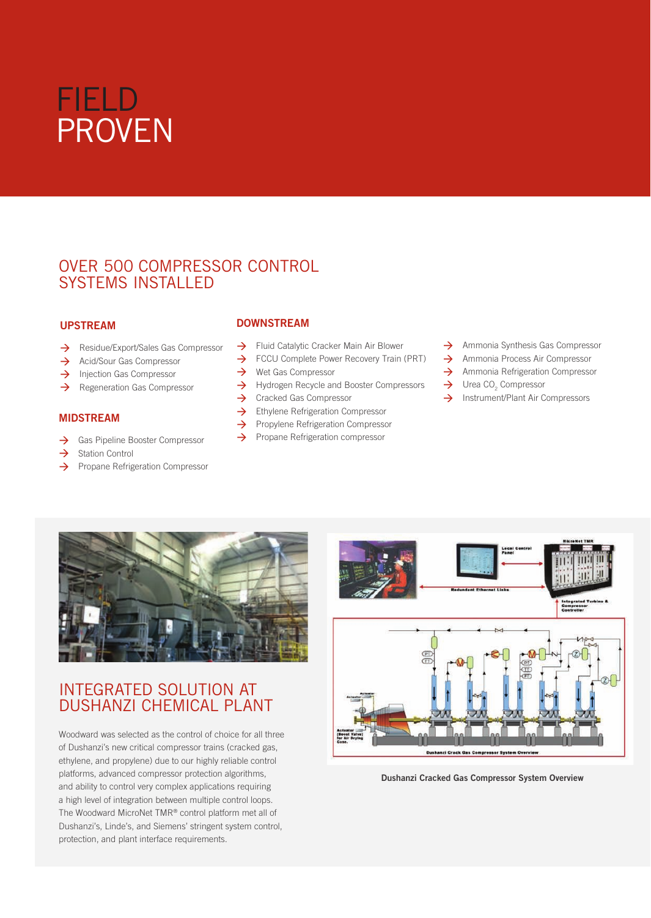# FIELD PROVEN

## OVER 500 COMPRESSOR CONTROL SYSTEMS INSTALLED

### UPSTREAM

- Residue/Export/Sales Gas Compressor
- Acid/Sour Gas Compressor
- Injection Gas Compressor
- Regeneration Gas Compressor

### MIDSTREAM

- Gas Pipeline Booster Compressor
- Station Control
- Propane Refrigeration Compressor

### DOWNSTREAM

- Fluid Catalytic Cracker Main Air Blower
- FCCU Complete Power Recovery Train (PRT)
- Wet Gas Compressor
- Hydrogen Recycle and Booster Compressors
- Cracked Gas Compressor
- Ethylene Refrigeration Compressor
- Propylene Refrigeration Compressor
- Propane Refrigeration compressor
- Ammonia Synthesis Gas Compressor
- Ammonia Process Air Compressor
- Ammonia Refrigeration Compressor
- Urea $CO_2$ Compressor
- Instrument/Plant Air Compressors

## INTEGRATED SOLUTION AT DUSHANZI CHEMICAL PLANT

Woodward was selected as the control of choice for all three of Dushanzi's new critical compressor trains (cracked gas, ethylene, and propylene) due to our highly reliable control platforms, advanced compressor protection algorithms, and ability to control very complex applications requiring a high level of integration between multiple control loops. The Woodward MicroNet TMR® control platform met all of Dushanzi's, Linde's, and Siemens' stringent system control, protection, and plant interface requirements.

Dushanzi Cracked Gas Compressor System Overview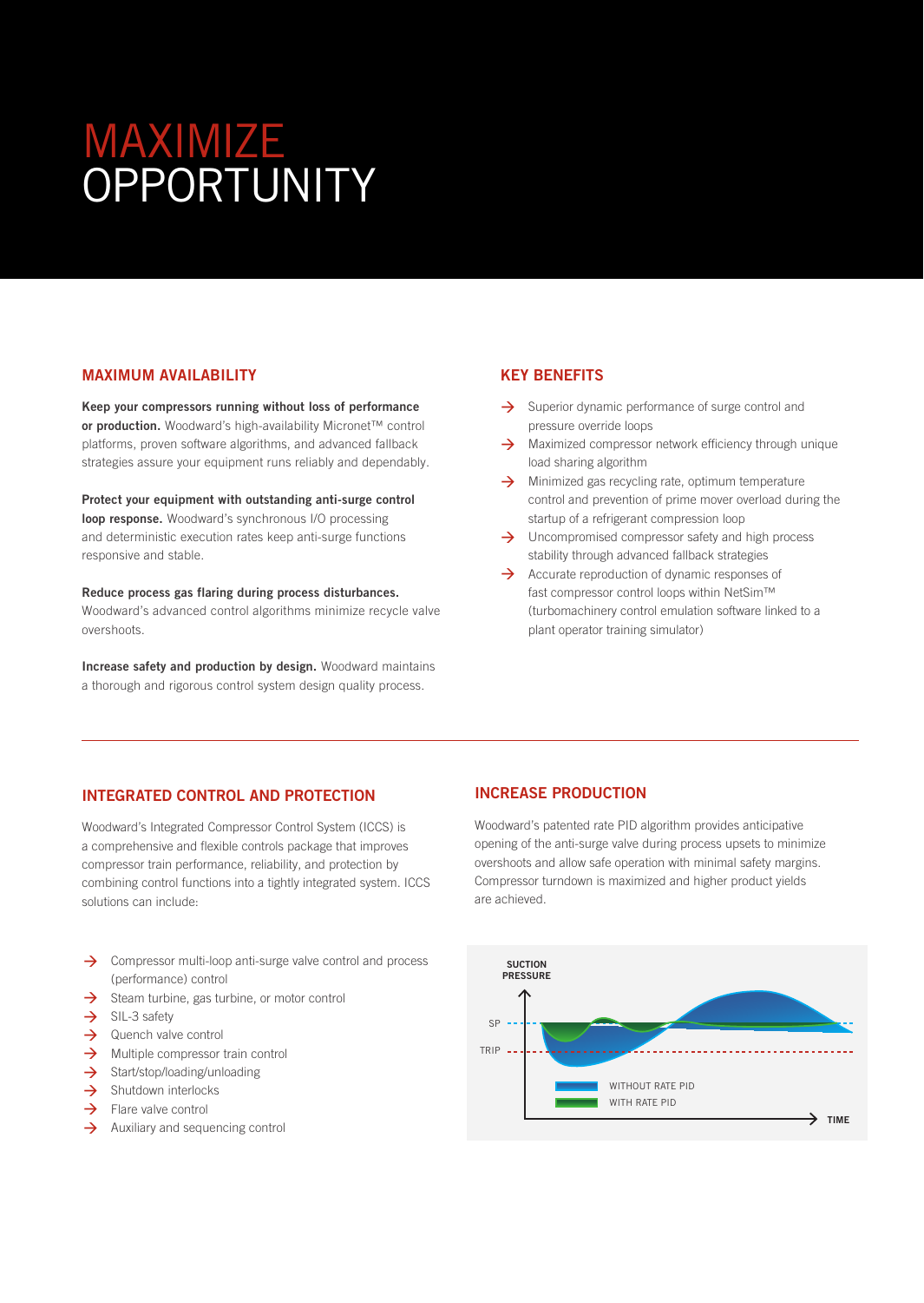# MAXIMIZE OPPORTUNITY

## MAXIMUM AVAILABILITY

**Keep your compressors running without loss of performance or production.** Woodward's high-availability Micronet™ control platforms, proven software algorithms, and advanced fallback strategies assure your equipment runs reliably and dependably.

**Protect your equipment with outstanding anti-surge control loop response.** Woodward's synchronous I/O processing and deterministic execution rates keep anti-surge functions responsive and stable.

**Reduce process gas flaring during process disturbances.** Woodward's advanced control algorithms minimize recycle valve overshoots.

**Increase safety and production by design.** Woodward maintains a thorough and rigorous control system design quality process.

## KEY BENEFITS

- Superior dynamic performance of surge control and pressure override loops
- Maximized compressor network efficiency through unique load sharing algorithm
- Minimized gas recycling rate, optimum temperature control and prevention of prime mover overload during the startup of a refrigerant compression loop
- Uncompromised compressor safety and high process stability through advanced fallback strategies
- Accurate reproduction of dynamic responses of fast compressor control loops within NetSim™ (turbomachinery control emulation software linked to a plant operator training simulator)

## INTEGRATED CONTROL AND PROTECTION

Woodward's Integrated Compressor Control System (ICCS) is a comprehensive and flexible controls package that improves compressor train performance, reliability, and protection by combining control functions into a tightly integrated system. ICCS solutions can include:

- Compressor multi-loop anti-surge valve control and process (performance) control
- Steam turbine, gas turbine, or motor control
- SIL-3 safety
- Quench valve control
- Multiple compressor train control
- Start/stop/loading/unloading
- Shutdown interlocks
- Flare valve control
- Auxiliary and sequencing control

## INCREASE PRODUCTION

Woodward's patented rate PID algorithm provides anticipative opening of the anti-surge valve during process upsets to minimize overshoots and allow safe operation with minimal safety margins. Compressor turndown is maximized and higher product yields are achieved.

SUCTION PRESSURE

SP

TRIP

WITHOUT RATE PID

WITH RATE PID

TIME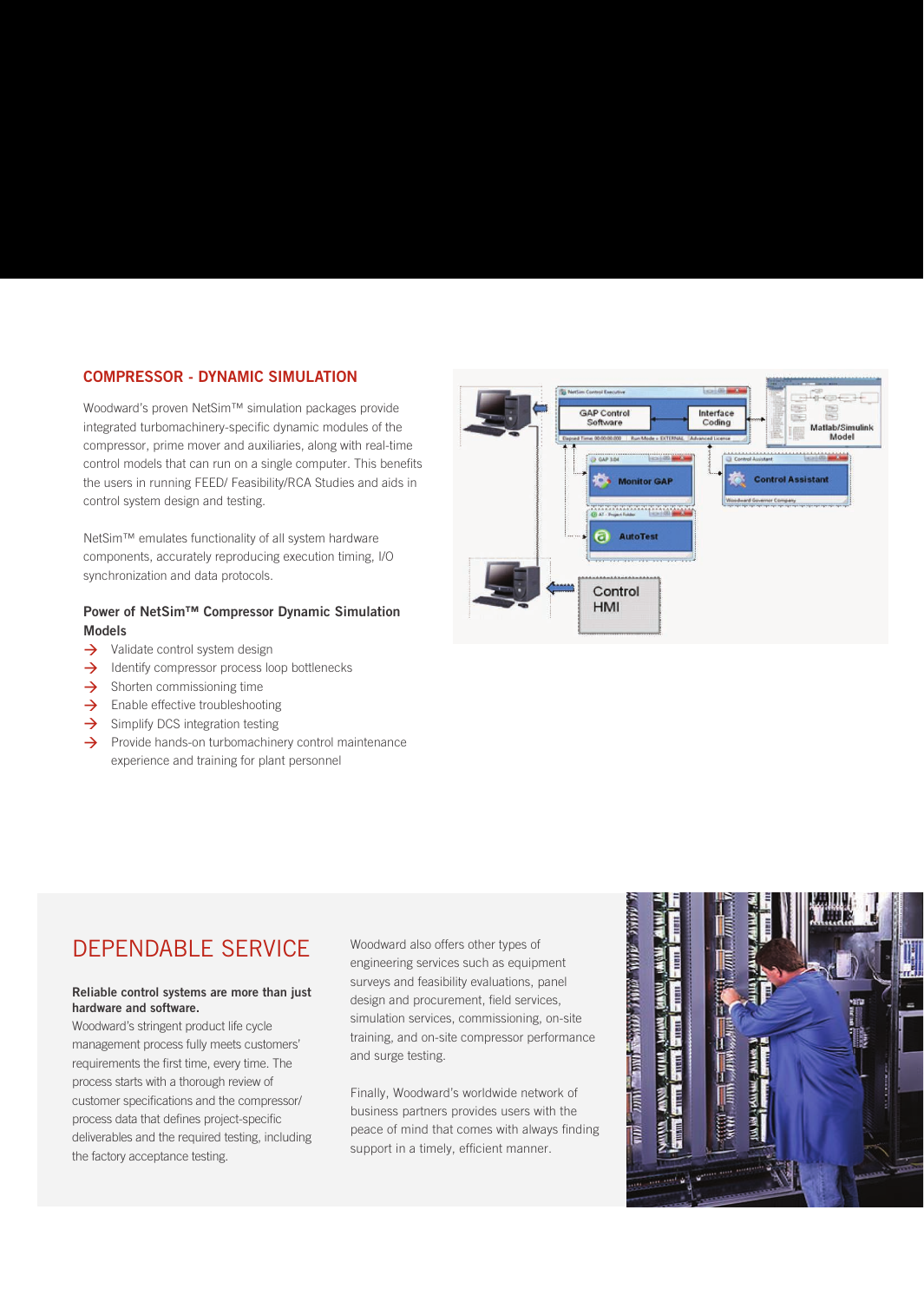## COMPRESSOR - DYNAMIC SIMULATION

Woodward's proven NetSim™ simulation packages provide integrated turbomachinery-specific dynamic modules of the compressor, prime mover and auxiliaries, along with real-time control models that can run on a single computer. This benefits the users in running FEED/ Feasibility/RCA Studies and aids in control system design and testing.

NetSim™ emulates functionality of all system hardware components, accurately reproducing execution timing, I/O synchronization and data protocols.

### Power of NetSim™ Compressor Dynamic Simulation Models

- Validate control system design
- Identify compressor process loop bottlenecks
- Shorten commissioning time
- Enable effective troubleshooting
- Simplify DCS integration testing
- Provide hands-on turbomachinery control maintenance experience and training for plant personnel

## DEPENDABLE SERVICE

**Reliable control systems are more than just hardware and software.**

Woodward's stringent product life cycle management process fully meets customers' requirements the first time, every time. The process starts with a thorough review of customer specifications and the compressor/ process data that defines project-specific deliverables and the required testing, including the factory acceptance testing.

Woodward also offers other types of engineering services such as equipment surveys and feasibility evaluations, panel design and procurement, field services, simulation services, commissioning, on-site training, and on-site compressor performance and surge testing.

Finally, Woodward's worldwide network of business partners provides users with the peace of mind that comes with always finding support in a timely, efficient manner.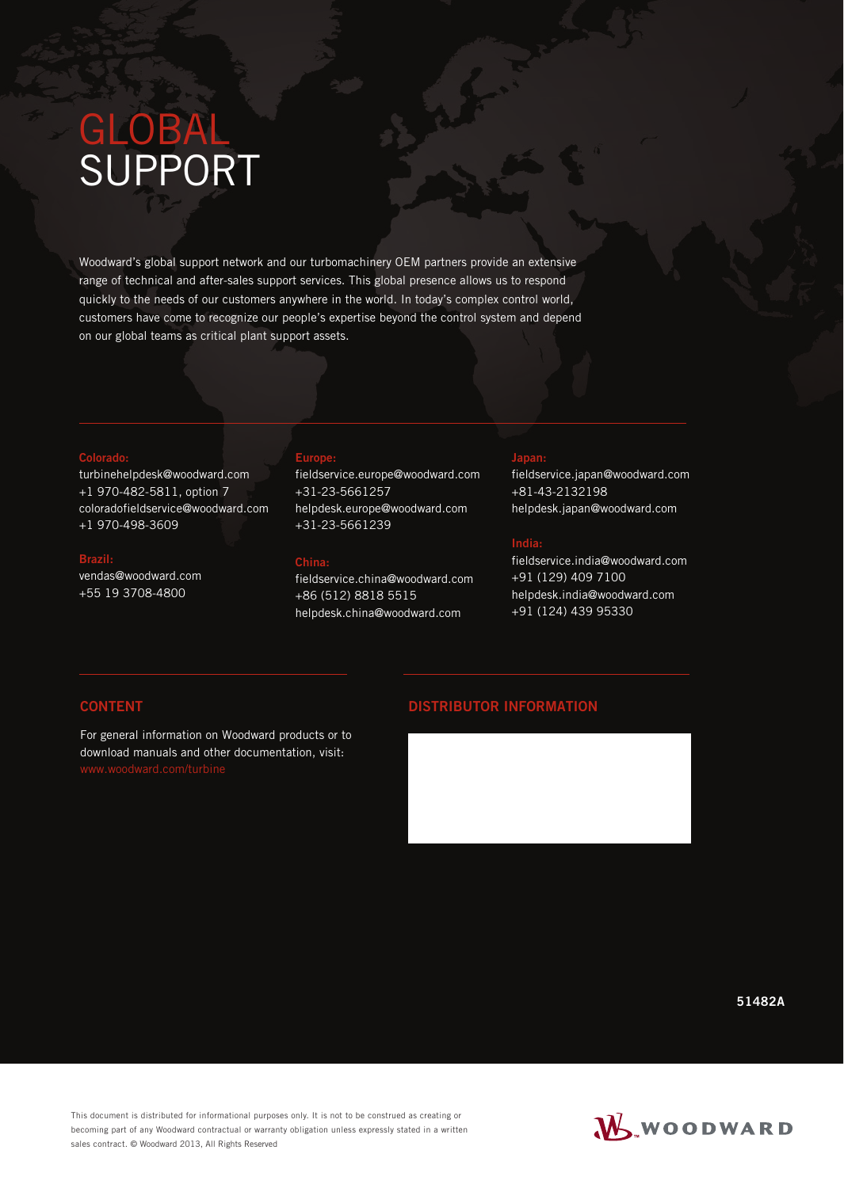# GLOBAL SUPPORT

Woodward's global support network and our turbomachinery OEM partners provide an extensive range of technical and after-sales support services. This global presence allows us to respond quickly to the needs of our customers anywhere in the world. In today's complex control world, customers have come to recognize our people's expertise beyond the control system and depend on our global teams as critical plant support assets.

**Colorado:**
turbinehelpdesk@woodward.com
+1 970-482-5811, option 7
coloradofieldservice@woodward.com
+1 970-498-3609

**Brazil:**
vendas@woodward.com
+55 19 3708-4800

**Europe:**
fieldservice.europe@woodward.com
+31-23-5661257
helpdesk.europe@woodward.com
+31-23-5661239

**China:**
fieldservice.china@woodward.com
+86 (512) 8818 5515
helpdesk.china@woodward.com

**Japan:**
fieldservice.japan@woodward.com
+81-43-2132198
helpdesk.japan@woodward.com

**India:**
fieldservice.india@woodward.com
+91 (129) 409 7100
helpdesk.india@woodward.com
+91 (124) 439 95330

## CONTENT

For general information on Woodward products or to download manuals and other documentation, visit:
www.woodward.com/turbine

## DISTRIBUTOR INFORMATION

51482A

This document is distributed for informational purposes only. It is not to be construed as creating or becoming part of any Woodward contractual or warranty obligation unless expressly stated in a written sales contract. © Woodward 2013, All Rights Reserved

WOODWARD